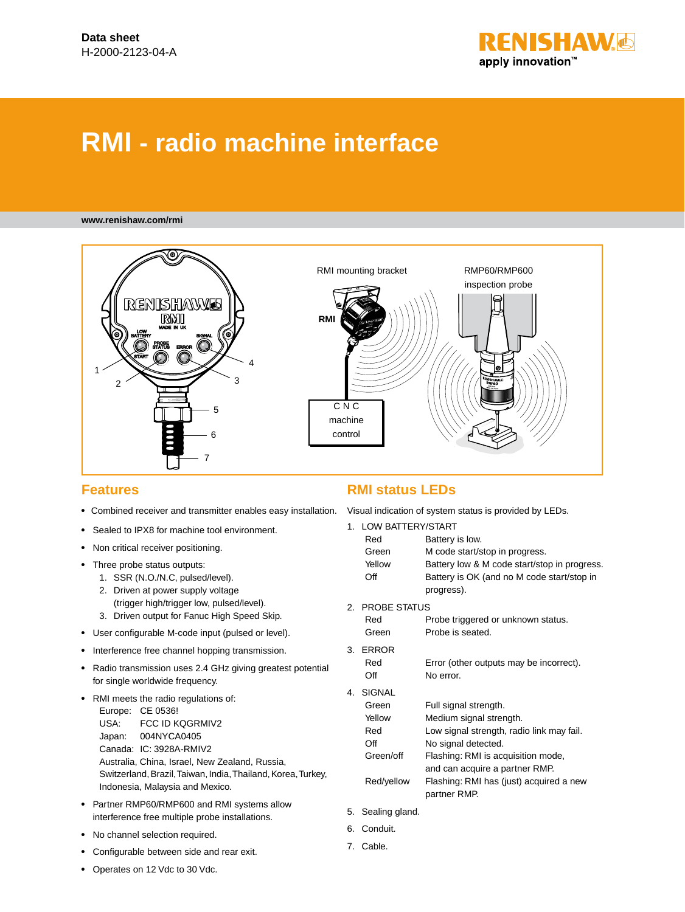Data sheet
H-2000-2123-04-A

# RMI - radio machine interface

www.renishaw.com/rmi

## Features

- Combined receiver and transmitter enables easy installation.
- Sealed to IPX8 for machine tool environment.
- Non critical receiver positioning.
- Three probe status outputs:
  1. SSR (N.O./N.C, pulsed/level).
  2. Driven at power supply voltage (trigger high/trigger low, pulsed/level).
  3. Driven output for Fanuc High Speed Skip.
- User configurable M-code input (pulsed or level).
- Interference free channel hopping transmission.
- Radio transmission uses 2.4 GHz giving greatest potential for single worldwide frequency.
- RMI meets the radio regulations of:
  Europe: CE 0536!
  USA: FCC ID KQGRMIV2
  Japan: 004NYCA0405
  Canada: IC: 3928A-RMIV2
  Australia, China, Israel, New Zealand, Russia, Switzerland, Brazil, Taiwan, India, Thailand, Korea, Turkey, Indonesia, Malaysia and Mexico.
- Partner RMP60/RMP600 and RMI systems allow interference free multiple probe installations.
- No channel selection required.
- Configurable between side and rear exit.
- Operates on 12 Vdc to 30 Vdc.

## RMI status LEDs

Visual indication of system status is provided by LEDs.

1. LOW BATTERY/START

| | |
|---|---|
| Red | Battery is low. |
| Green | M code start/stop in progress. |
| Yellow | Battery low & M code start/stop in progress. |
| Off | Battery is OK (and no M code start/stop in progress). |

2. PROBE STATUS

| | |
|---|---|
| Red | Probe triggered or unknown status. |
| Green | Probe is seated. |

3. ERROR

| | |
|---|---|
| Red | Error (other outputs may be incorrect). |
| Off | No error. |

4. SIGNAL

| | |
|---|---|
| Green | Full signal strength. |
| Yellow | Medium signal strength. |
| Red | Low signal strength, radio link may fail. |
| Off | No signal detected. |
| Green/off | Flashing: RMI is acquisition mode, and can acquire a partner RMP. |
| Red/yellow | Flashing: RMI has (just) acquired a new partner RMP. |

5. Sealing gland.
6. Conduit.
7. Cable.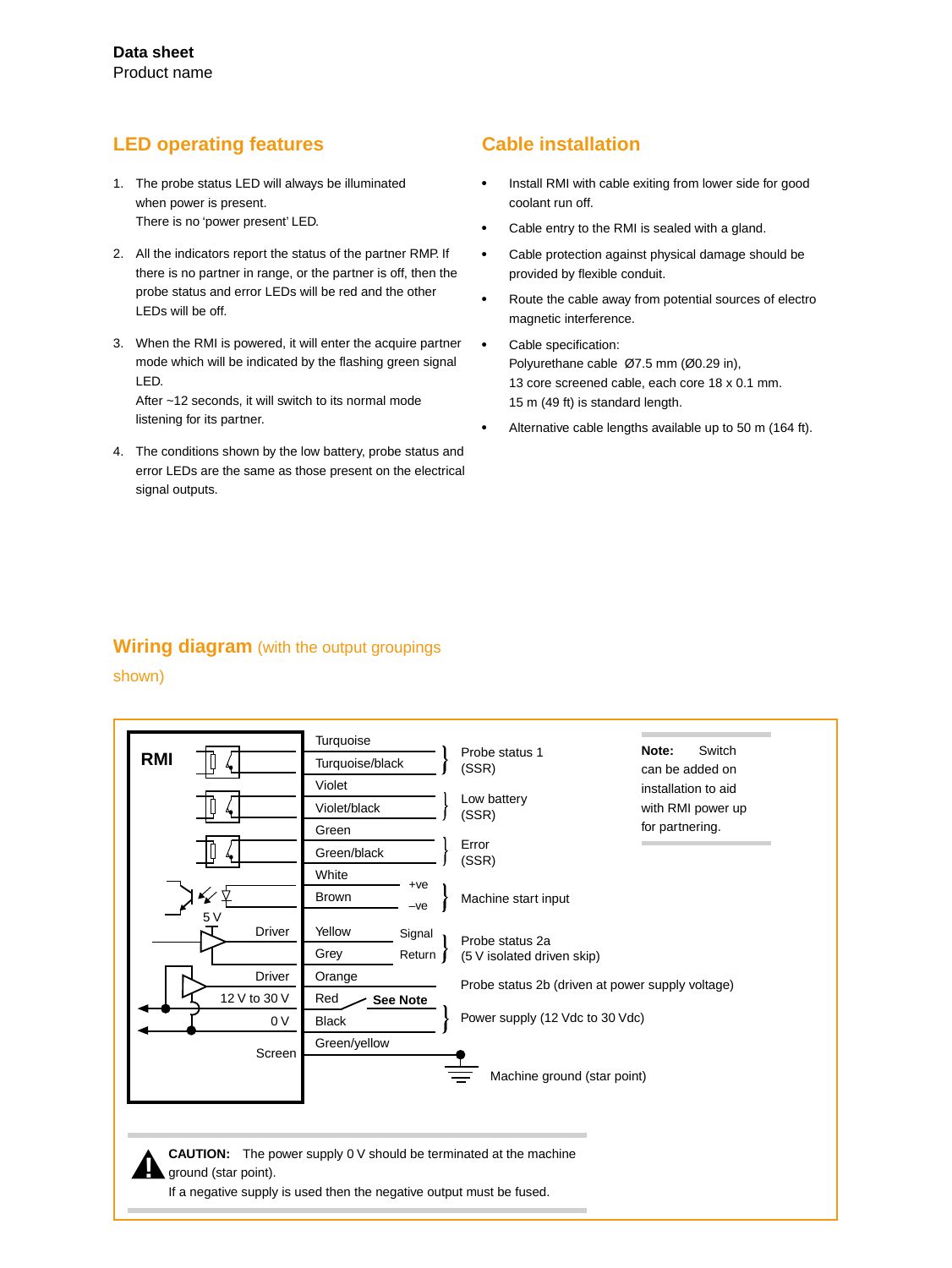## LED operating features

1. The probe status LED will always be illuminated when power is present.
   There is no 'power present' LED.

2. All the indicators report the status of the partner RMP. If there is no partner in range, or the partner is off, then the probe status and error LEDs will be red and the other LEDs will be off.

3. When the RMI is powered, it will enter the acquire partner mode which will be indicated by the flashing green signal LED.
   After ~12 seconds, it will switch to its normal mode listening for its partner.

4. The conditions shown by the low battery, probe status and error LEDs are the same as those present on the electrical signal outputs.

## Cable installation

- Install RMI with cable exiting from lower side for good coolant run off.
- Cable entry to the RMI is sealed with a gland.
- Cable protection against physical damage should be provided by flexible conduit.
- Route the cable away from potential sources of electro magnetic interference.
- Cable specification:
  Polyurethane cable Ø7.5 mm (Ø0.29 in),
  13 core screened cable, each core 18 x 0.1 mm.
  15 m (49 ft) is standard length.
- Alternative cable lengths available up to 50 m (164 ft).

## Wiring diagram (with the output groupings shown)

RMI

| RMI | Wire colour | | Function |
|---|---|---|---|
| | Turquoise | | Probe status 1 (SSR) |
| | Turquoise/black | | |
| | Violet | | Low battery (SSR) |
| | Violet/black | | |
| | Green | | Error (SSR) |
| | Green/black | | |
| | White | +ve | Machine start input |
| | Brown | –ve | |
| 5 V Driver | Yellow | Signal | Probe status 2a (5 V isolated driven skip) |
| | Grey | Return | |
| Driver | Orange | | Probe status 2b (driven at power supply voltage) |
| 12 V to 30 V | Red | See Note | Power supply (12 Vdc to 30 Vdc) |
| 0 V | Black | | |
| Screen | Green/yellow | | Machine ground (star point) |

**Note:** Switch can be added on installation to aid with RMI power up for partnering.

**CAUTION:** The power supply 0 V should be terminated at the machine ground (star point).
If a negative supply is used then the negative output must be fused.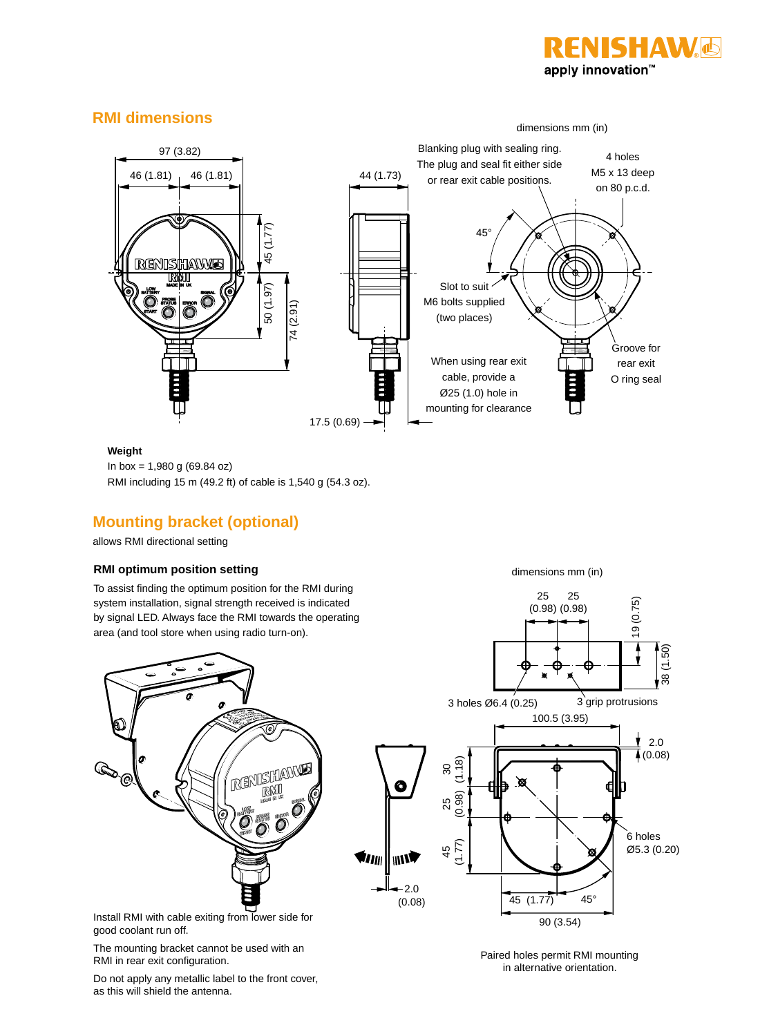## RMI dimensions

dimensions mm (in)

97 (3.82)

46 (1.81) 46 (1.81)

45 (1.77)

50 (1.97)

74 (2.91)

44 (1.73)

17.5 (0.69)

Blanking plug with sealing ring. The plug and seal fit either side or rear exit cable positions.

4 holes M5 x 13 deep on 80 p.c.d.

45°

Slot to suit M6 bolts supplied (two places)

Groove for rear exit O ring seal

When using rear exit cable, provide a Ø25 (1.0) hole in mounting for clearance

**Weight**

In box = 1,980 g (69.84 oz)

RMI including 15 m (49.2 ft) of cable is 1,540 g (54.3 oz).

## Mounting bracket (optional)

allows RMI directional setting

### RMI optimum position setting

To assist finding the optimum position for the RMI during system installation, signal strength received is indicated by signal LED. Always face the RMI towards the operating area (and tool store when using radio turn-on).

Install RMI with cable exiting from lower side for good coolant run off.

The mounting bracket cannot be used with an RMI in rear exit configuration.

Do not apply any metallic label to the front cover, as this will shield the antenna.

dimensions mm (in)

25 (0.98) 25 (0.98)

19 (0.75)

38 (1.50)

3 holes Ø6.4 (0.25)

3 grip protrusions

100.5 (3.95)

2.0 (0.08)

30 (1.18)

25 (0.98)

45 (1.77)

6 holes Ø5.3 (0.20)

45 (1.77)

45°

90 (3.54)

2.0 (0.08)

Paired holes permit RMI mounting in alternative orientation.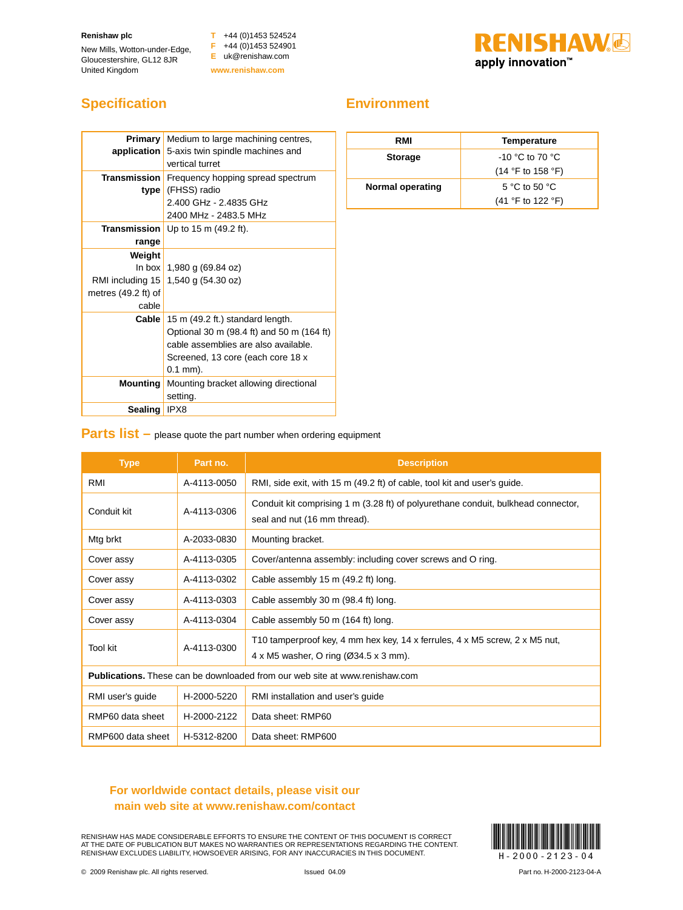**Renishaw plc**

New Mills, Wotton-under-Edge,
Gloucestershire, GL12 8JR
United Kingdom

T +44 (0)1453 524524
F +44 (0)1453 524901
E uk@renishaw.com
www.renishaw.com

RENISHAW
apply innovation™

## Specification

| | |
|---|---|
| **Primary application** | Medium to large machining centres, 5-axis twin spindle machines and vertical turret |
| **Transmission type** | Frequency hopping spread spectrum (FHSS) radio<br>2.400 GHz - 2.4835 GHz<br>2400 MHz - 2483.5 MHz |
| **Transmission range** | Up to 15 m (49.2 ft). |
| **Weight**<br>In box<br>RMI including 15 metres (49.2 ft) of cable | <br>1,980 g (69.84 oz)<br>1,540 g (54.30 oz) |
| **Cable** | 15 m (49.2 ft.) standard length.<br>Optional 30 m (98.4 ft) and 50 m (164 ft) cable assemblies are also available.<br>Screened, 13 core (each core 18 x 0.1 mm). |
| **Mounting** | Mounting bracket allowing directional setting. |
| **Sealing** | IPX8 |

## Environment

| RMI | Temperature |
|---|---|
| **Storage** | -10 °C to 70 °C<br>(14 °F to 158 °F) |
| **Normal operating** | 5 °C to 50 °C<br>(41 °F to 122 °F) |

## Parts list – please quote the part number when ordering equipment

| Type | Part no. | Description |
|---|---|---|
| RMI | A-4113-0050 | RMI, side exit, with 15 m (49.2 ft) of cable, tool kit and user's guide. |
| Conduit kit | A-4113-0306 | Conduit kit comprising 1 m (3.28 ft) of polyurethane conduit, bulkhead connector, seal and nut (16 mm thread). |
| Mtg brkt | A-2033-0830 | Mounting bracket. |
| Cover assy | A-4113-0305 | Cover/antenna assembly: including cover screws and O ring. |
| Cover assy | A-4113-0302 | Cable assembly 15 m (49.2 ft) long. |
| Cover assy | A-4113-0303 | Cable assembly 30 m (98.4 ft) long. |
| Cover assy | A-4113-0304 | Cable assembly 50 m (164 ft) long. |
| Tool kit | A-4113-0300 | T10 tamperproof key, 4 mm hex key, 14 x ferrules, 4 x M5 screw, 2 x M5 nut, 4 x M5 washer, O ring (Ø34.5 x 3 mm). |
| **Publications.** These can be downloaded from our web site at www.renishaw.com | | |
| RMI user's guide | H-2000-5220 | RMI installation and user's guide |
| RMP60 data sheet | H-2000-2122 | Data sheet: RMP60 |
| RMP600 data sheet | H-5312-8200 | Data sheet: RMP600 |

**For worldwide contact details, please visit our main web site at www.renishaw.com/contact**

RENISHAW HAS MADE CONSIDERABLE EFFORTS TO ENSURE THE CONTENT OF THIS DOCUMENT IS CORRECT AT THE DATE OF PUBLICATION BUT MAKES NO WARRANTIES OR REPRESENTATIONS REGARDING THE CONTENT. RENISHAW EXCLUDES LIABILITY, HOWSOEVER ARISING, FOR ANY INACCURACIES IN THIS DOCUMENT.

H-2000-2123-04

© 2009 Renishaw plc. All rights reserved.

Issued 04.09

Part no. H-2000-2123-04-A